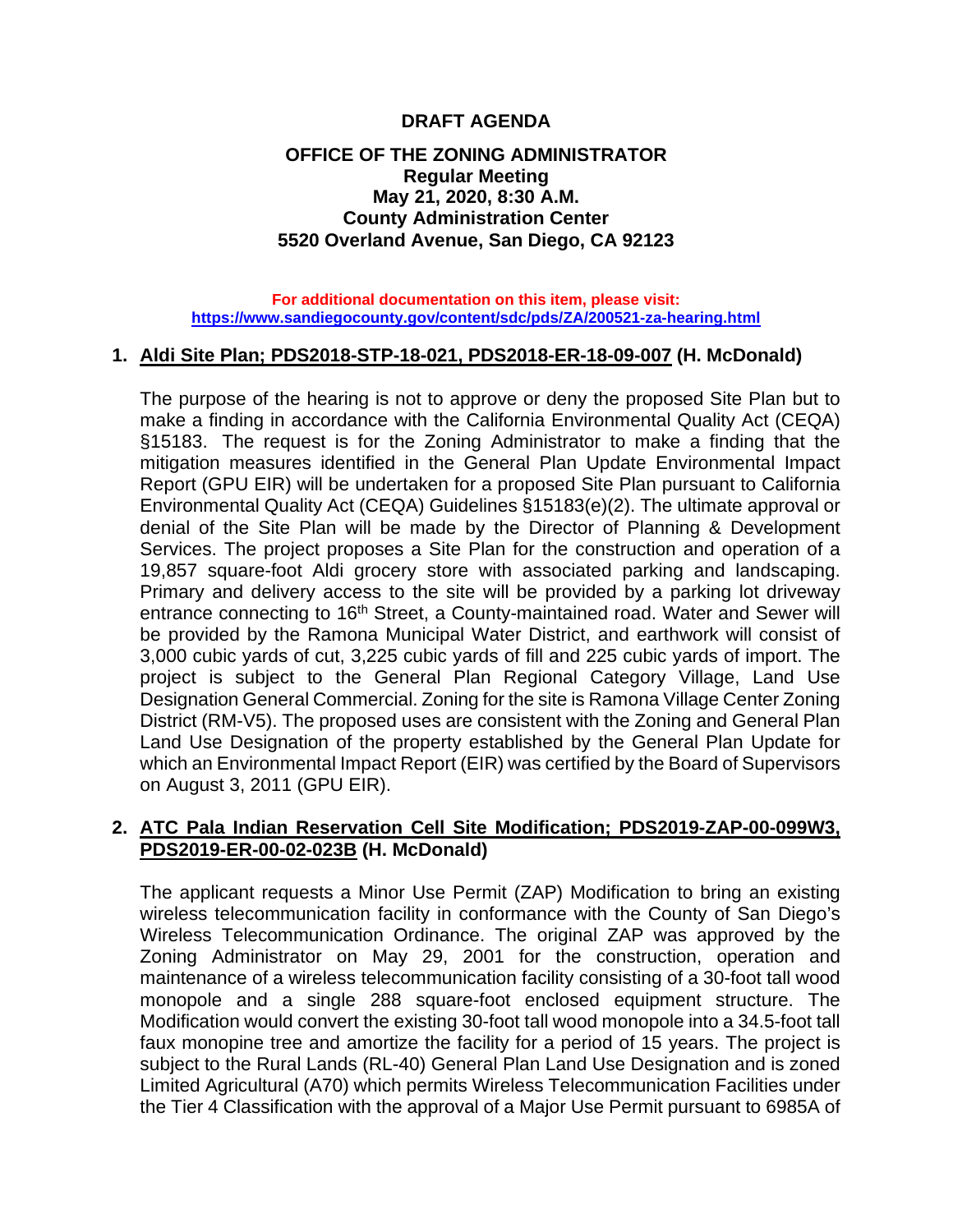# DRAFT AGENDA

## OFFICE OF THE ZONING ADMINISTRATOR

**Regular Meeting**
**May 21, 2020, 8:30 A.M.**
**County Administration Center**
**5520 Overland Avenue, San Diego, CA 92123**

**For additional documentation on this item, please visit:**
**https://www.sandiegocounty.gov/content/sdc/pds/ZA/200521-za-hearing.html**

### 1. Aldi Site Plan; PDS2018-STP-18-021, PDS2018-ER-18-09-007 (H. McDonald)

The purpose of the hearing is not to approve or deny the proposed Site Plan but to make a finding in accordance with the California Environmental Quality Act (CEQA) §15183. The request is for the Zoning Administrator to make a finding that the mitigation measures identified in the General Plan Update Environmental Impact Report (GPU EIR) will be undertaken for a proposed Site Plan pursuant to California Environmental Quality Act (CEQA) Guidelines §15183(e)(2). The ultimate approval or denial of the Site Plan will be made by the Director of Planning & Development Services. The project proposes a Site Plan for the construction and operation of a 19,857 square-foot Aldi grocery store with associated parking and landscaping. Primary and delivery access to the site will be provided by a parking lot driveway entrance connecting to 16th Street, a County-maintained road. Water and Sewer will be provided by the Ramona Municipal Water District, and earthwork will consist of 3,000 cubic yards of cut, 3,225 cubic yards of fill and 225 cubic yards of import. The project is subject to the General Plan Regional Category Village, Land Use Designation General Commercial. Zoning for the site is Ramona Village Center Zoning District (RM-V5). The proposed uses are consistent with the Zoning and General Plan Land Use Designation of the property established by the General Plan Update for which an Environmental Impact Report (EIR) was certified by the Board of Supervisors on August 3, 2011 (GPU EIR).

### 2. ATC Pala Indian Reservation Cell Site Modification; PDS2019-ZAP-00-099W3, PDS2019-ER-00-02-023B (H. McDonald)

The applicant requests a Minor Use Permit (ZAP) Modification to bring an existing wireless telecommunication facility in conformance with the County of San Diego's Wireless Telecommunication Ordinance. The original ZAP was approved by the Zoning Administrator on May 29, 2001 for the construction, operation and maintenance of a wireless telecommunication facility consisting of a 30-foot tall wood monopole and a single 288 square-foot enclosed equipment structure. The Modification would convert the existing 30-foot tall wood monopole into a 34.5-foot tall faux monopine tree and amortize the facility for a period of 15 years. The project is subject to the Rural Lands (RL-40) General Plan Land Use Designation and is zoned Limited Agricultural (A70) which permits Wireless Telecommunication Facilities under the Tier 4 Classification with the approval of a Major Use Permit pursuant to 6985A of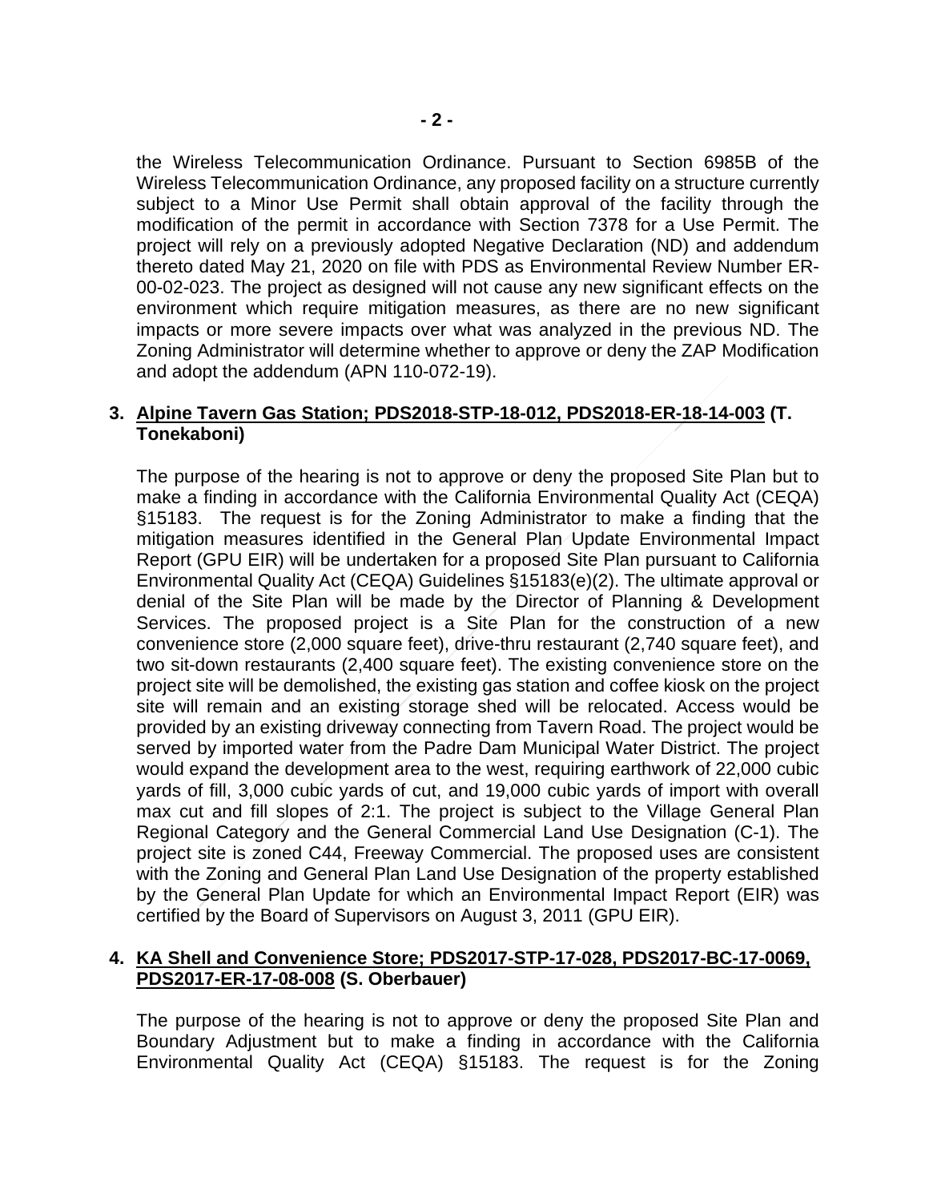the Wireless Telecommunication Ordinance. Pursuant to Section 6985B of the Wireless Telecommunication Ordinance, any proposed facility on a structure currently subject to a Minor Use Permit shall obtain approval of the facility through the modification of the permit in accordance with Section 7378 for a Use Permit. The project will rely on a previously adopted Negative Declaration (ND) and addendum thereto dated May 21, 2020 on file with PDS as Environmental Review Number ER-00-02-023. The project as designed will not cause any new significant effects on the environment which require mitigation measures, as there are no new significant impacts or more severe impacts over what was analyzed in the previous ND. The Zoning Administrator will determine whether to approve or deny the ZAP Modification and adopt the addendum (APN 110-072-19).

**3. <u>Alpine Tavern Gas Station; PDS2018-STP-18-012, PDS2018-ER-18-14-003</u> (T. Tonekaboni)**

The purpose of the hearing is not to approve or deny the proposed Site Plan but to make a finding in accordance with the California Environmental Quality Act (CEQA) §15183. The request is for the Zoning Administrator to make a finding that the mitigation measures identified in the General Plan Update Environmental Impact Report (GPU EIR) will be undertaken for a proposed Site Plan pursuant to California Environmental Quality Act (CEQA) Guidelines §15183(e)(2). The ultimate approval or denial of the Site Plan will be made by the Director of Planning & Development Services. The proposed project is a Site Plan for the construction of a new convenience store (2,000 square feet), drive-thru restaurant (2,740 square feet), and two sit-down restaurants (2,400 square feet). The existing convenience store on the project site will be demolished, the existing gas station and coffee kiosk on the project site will remain and an existing storage shed will be relocated. Access would be provided by an existing driveway connecting from Tavern Road. The project would be served by imported water from the Padre Dam Municipal Water District. The project would expand the development area to the west, requiring earthwork of 22,000 cubic yards of fill, 3,000 cubic yards of cut, and 19,000 cubic yards of import with overall max cut and fill slopes of 2:1. The project is subject to the Village General Plan Regional Category and the General Commercial Land Use Designation (C-1). The project site is zoned C44, Freeway Commercial. The proposed uses are consistent with the Zoning and General Plan Land Use Designation of the property established by the General Plan Update for which an Environmental Impact Report (EIR) was certified by the Board of Supervisors on August 3, 2011 (GPU EIR).

**4. <u>KA Shell and Convenience Store; PDS2017-STP-17-028, PDS2017-BC-17-0069, PDS2017-ER-17-08-008</u> (S. Oberbauer)**

The purpose of the hearing is not to approve or deny the proposed Site Plan and Boundary Adjustment but to make a finding in accordance with the California Environmental Quality Act (CEQA) §15183. The request is for the Zoning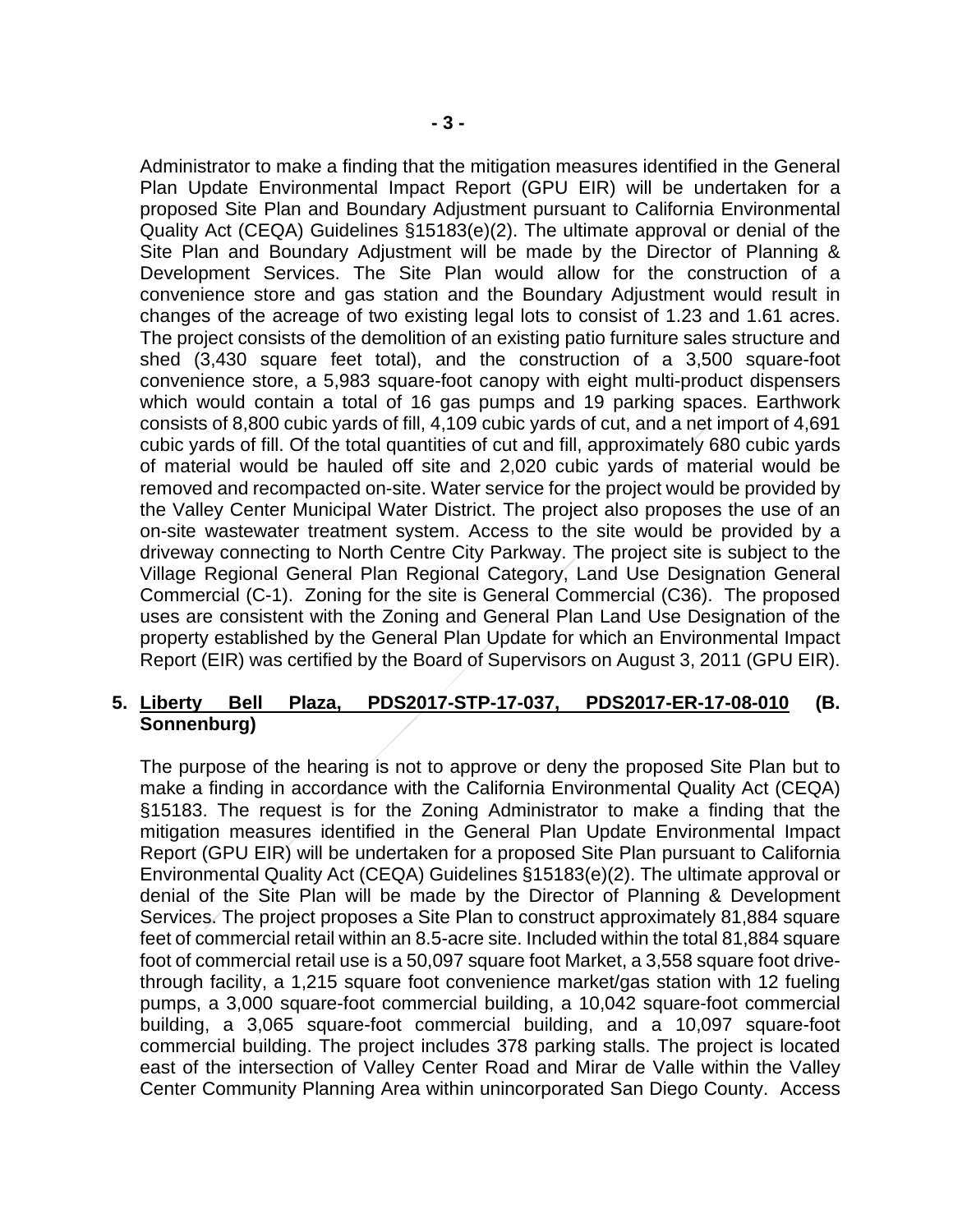Administrator to make a finding that the mitigation measures identified in the General Plan Update Environmental Impact Report (GPU EIR) will be undertaken for a proposed Site Plan and Boundary Adjustment pursuant to California Environmental Quality Act (CEQA) Guidelines §15183(e)(2). The ultimate approval or denial of the Site Plan and Boundary Adjustment will be made by the Director of Planning & Development Services. The Site Plan would allow for the construction of a convenience store and gas station and the Boundary Adjustment would result in changes of the acreage of two existing legal lots to consist of 1.23 and 1.61 acres. The project consists of the demolition of an existing patio furniture sales structure and shed (3,430 square feet total), and the construction of a 3,500 square-foot convenience store, a 5,983 square-foot canopy with eight multi-product dispensers which would contain a total of 16 gas pumps and 19 parking spaces. Earthwork consists of 8,800 cubic yards of fill, 4,109 cubic yards of cut, and a net import of 4,691 cubic yards of fill. Of the total quantities of cut and fill, approximately 680 cubic yards of material would be hauled off site and 2,020 cubic yards of material would be removed and recompacted on-site. Water service for the project would be provided by the Valley Center Municipal Water District. The project also proposes the use of an on-site wastewater treatment system. Access to the site would be provided by a driveway connecting to North Centre City Parkway. The project site is subject to the Village Regional General Plan Regional Category, Land Use Designation General Commercial (C-1). Zoning for the site is General Commercial (C36). The proposed uses are consistent with the Zoning and General Plan Land Use Designation of the property established by the General Plan Update for which an Environmental Impact Report (EIR) was certified by the Board of Supervisors on August 3, 2011 (GPU EIR).

**5. <u>Liberty Bell Plaza, PDS2017-STP-17-037, PDS2017-ER-17-08-010</u> (B. Sonnenburg)**

The purpose of the hearing is not to approve or deny the proposed Site Plan but to make a finding in accordance with the California Environmental Quality Act (CEQA) §15183. The request is for the Zoning Administrator to make a finding that the mitigation measures identified in the General Plan Update Environmental Impact Report (GPU EIR) will be undertaken for a proposed Site Plan pursuant to California Environmental Quality Act (CEQA) Guidelines §15183(e)(2). The ultimate approval or denial of the Site Plan will be made by the Director of Planning & Development Services. The project proposes a Site Plan to construct approximately 81,884 square feet of commercial retail within an 8.5-acre site. Included within the total 81,884 square foot of commercial retail use is a 50,097 square foot Market, a 3,558 square foot drive-through facility, a 1,215 square foot convenience market/gas station with 12 fueling pumps, a 3,000 square-foot commercial building, a 10,042 square-foot commercial building, a 3,065 square-foot commercial building, and a 10,097 square-foot commercial building. The project includes 378 parking stalls. The project is located east of the intersection of Valley Center Road and Mirar de Valle within the Valley Center Community Planning Area within unincorporated San Diego County. Access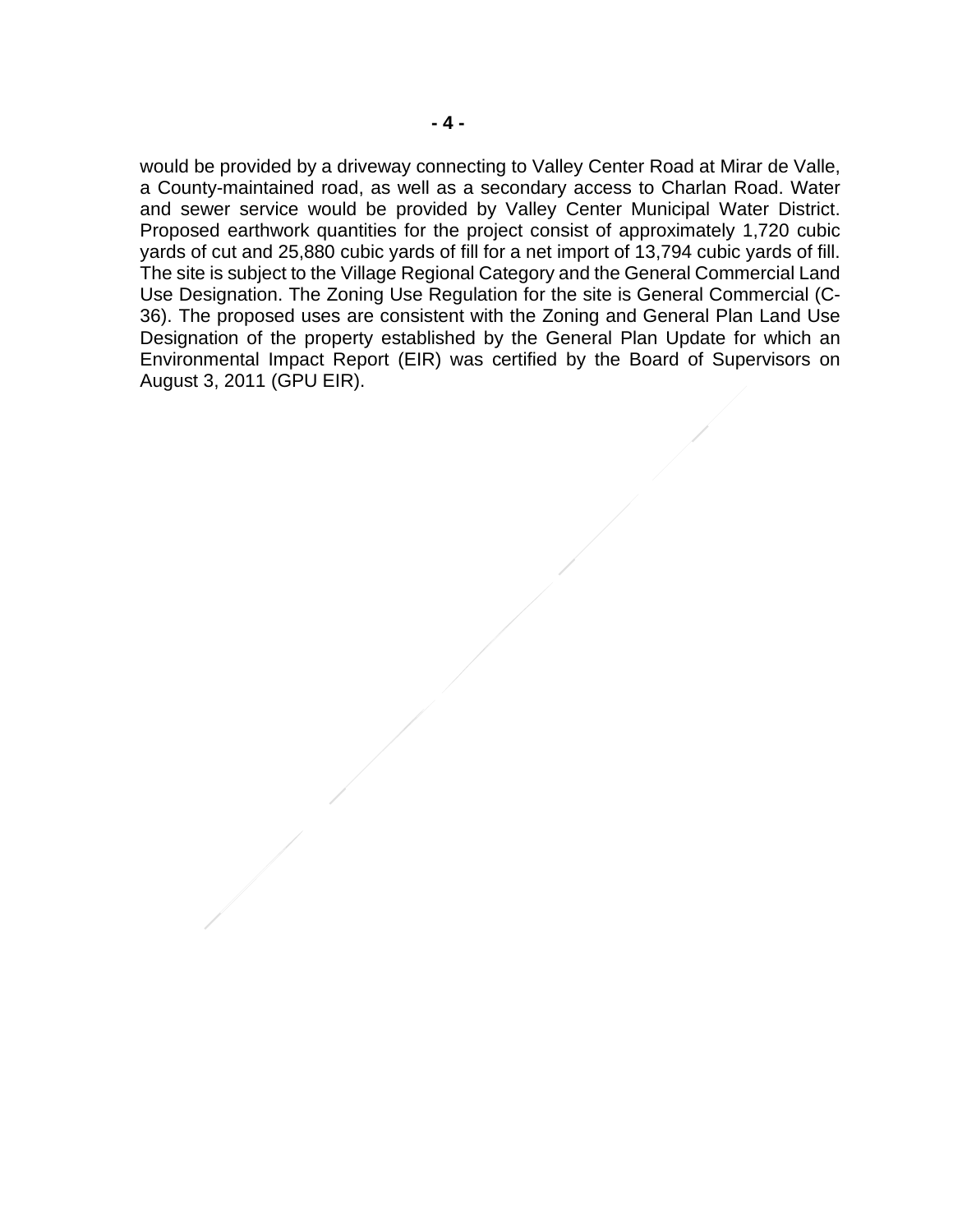would be provided by a driveway connecting to Valley Center Road at Mirar de Valle, a County-maintained road, as well as a secondary access to Charlan Road. Water and sewer service would be provided by Valley Center Municipal Water District. Proposed earthwork quantities for the project consist of approximately 1,720 cubic yards of cut and 25,880 cubic yards of fill for a net import of 13,794 cubic yards of fill. The site is subject to the Village Regional Category and the General Commercial Land Use Designation. The Zoning Use Regulation for the site is General Commercial (C-36). The proposed uses are consistent with the Zoning and General Plan Land Use Designation of the property established by the General Plan Update for which an Environmental Impact Report (EIR) was certified by the Board of Supervisors on August 3, 2011 (GPU EIR).